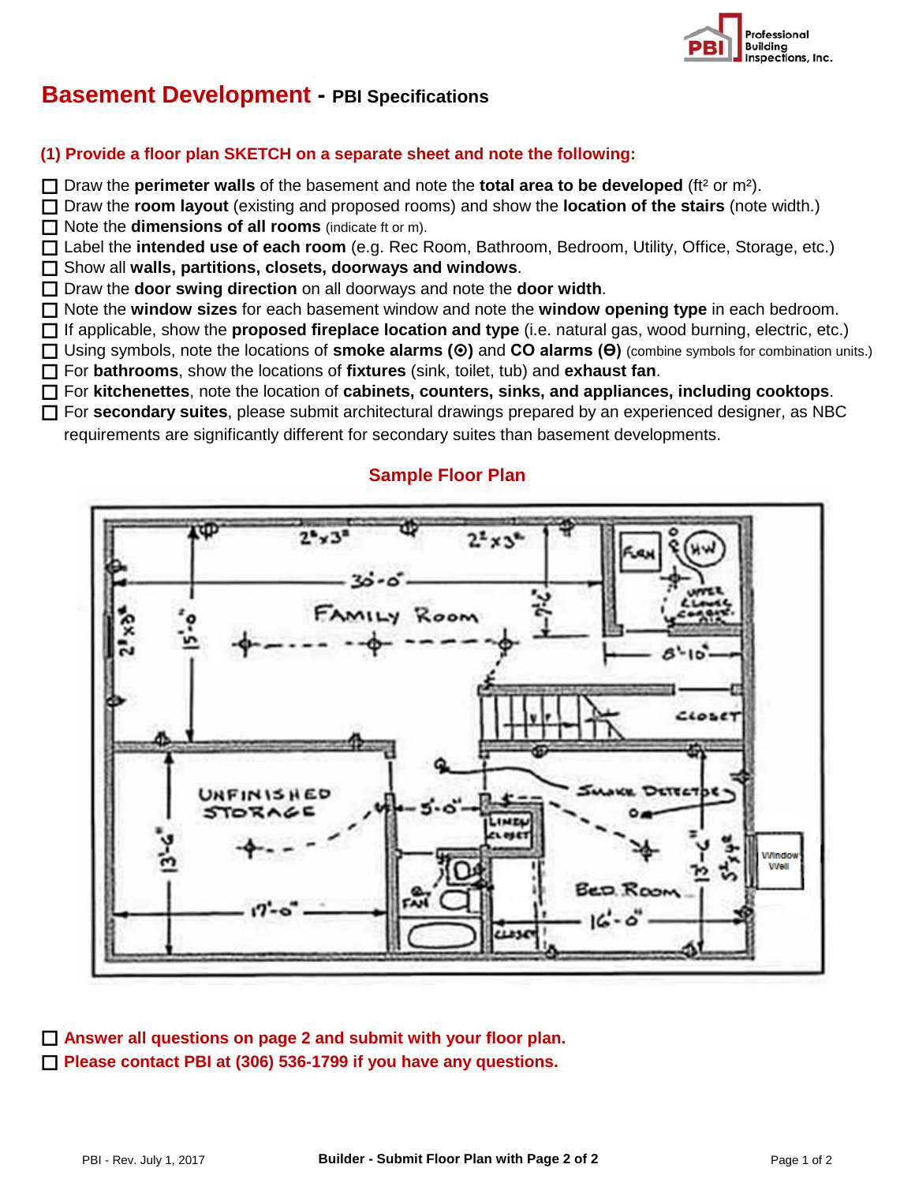# Basement Development - PBI Specifications

### (1) Provide a floor plan SKETCH on a separate sheet and note the following:

- ☐ Draw the **perimeter walls** of the basement and note the **total area to be developed** (ft² or m²).
- ☐ Draw the **room layout** (existing and proposed rooms) and show the **location of the stairs** (note width.)
- ☐ Note the **dimensions of all rooms** (indicate ft or m).
- ☐ Label the **intended use of each room** (e.g. Rec Room, Bathroom, Bedroom, Utility, Office, Storage, etc.)
- ☐ Show all **walls, partitions, closets, doorways and windows**.
- ☐ Draw the **door swing direction** on all doorways and note the **door width**.
- ☐ Note the **window sizes** for each basement window and note the **window opening type** in each bedroom.
- ☐ If applicable, show the **proposed fireplace location and type** (i.e. natural gas, wood burning, electric, etc.)
- ☐ Using symbols, note the locations of **smoke alarms (⦿)** and **CO alarms (Θ)** (combine symbols for combination units.)
- ☐ For **bathrooms**, show the locations of **fixtures** (sink, toilet, tub) and **exhaust fan**.
- ☐ For **kitchenettes**, note the location of **cabinets, counters, sinks, and appliances, including cooktops**.
- ☐ For **secondary suites**, please submit architectural drawings prepared by an experienced designer, as NBC requirements are significantly different for secondary suites than basement developments.

## Sample Floor Plan

- ☐ **Answer all questions on page 2 and submit with your floor plan.**
- ☐ **Please contact PBI at (306) 536-1799 if you have any questions.**

**Builder - Submit Floor Plan with Page 2 of 2**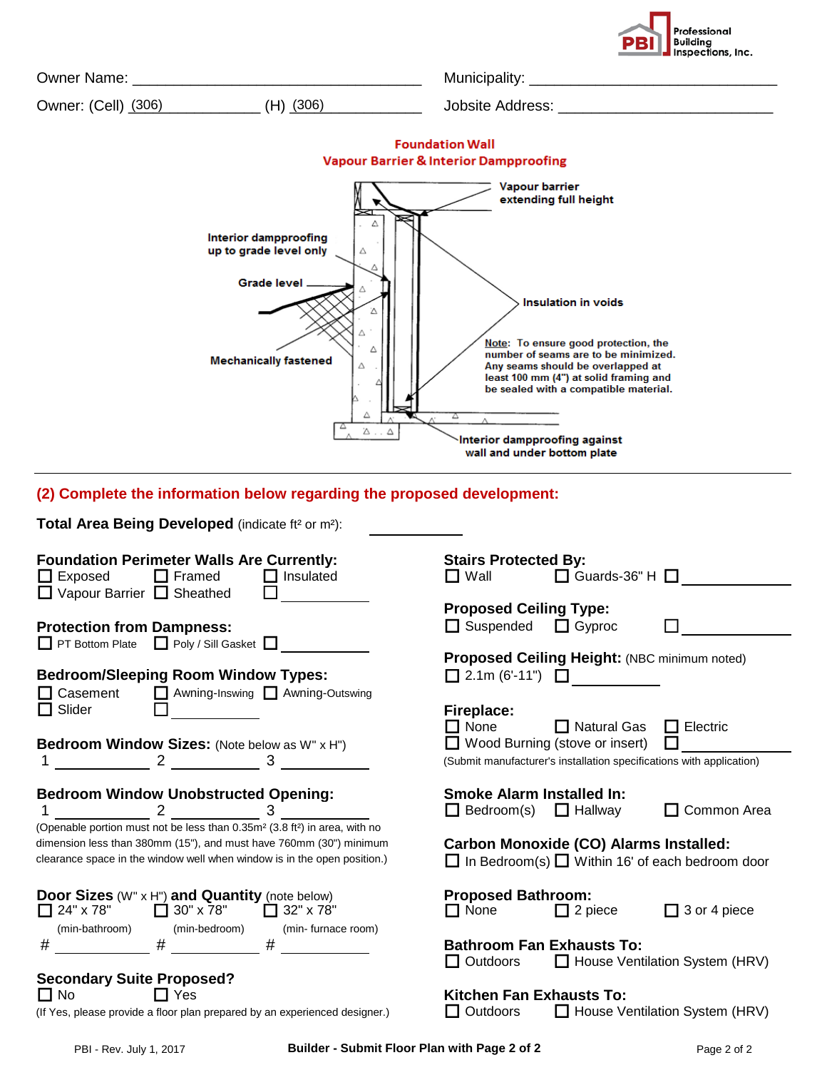Professional Building Inspections, Inc.

Owner Name: ______________________________ Municipality: ______________________________

Owner: (Cell) (306)____________ (H) (306)____________ Jobsite Address: ______________________________

**Foundation Wall**
**Vapour Barrier & Interior Dampproofing**

Vapour barrier extending full height

Interior dampproofing up to grade level only

Grade level

Insulation in voids

Note: To ensure good protection, the number of seams are to be minimized. Any seams should be overlapped at least 100 mm (4") at solid framing and be sealed with a compatible material.

Mechanically fastened

Interior dampproofing against wall and under bottom plate

---

## (2) Complete the information below regarding the proposed development:

**Total Area Being Developed** (indicate ft² or m²): ____________

**Foundation Perimeter Walls Are Currently:**
☐ Exposed ☐ Framed ☐ Insulated
☐ Vapour Barrier ☐ Sheathed ☐ ____________

**Protection from Dampness:**
☐ PT Bottom Plate ☐ Poly / Sill Gasket ☐ ____________

**Bedroom/Sleeping Room Window Types:**
☐ Casement ☐ Awning-Inswing ☐ Awning-Outswing
☐ Slider ☐ ____________

**Bedroom Window Sizes:** (Note below as W" x H")
1 ____________ 2 ____________ 3 ____________

**Bedroom Window Unobstructed Opening:**
1 ____________ 2 ____________ 3 ____________
(Openable portion must not be less than 0.35m² (3.8 ft²) in area, with no dimension less than 380mm (15"), and must have 760mm (30") minimum clearance space in the window well when window is in the open position.)

**Door Sizes** (W" x H") **and Quantity** (note below)
☐ 24" x 78" (min-bathroom) ☐ 30" x 78" (min-bedroom) ☐ 32" x 78" (min- furnace room)
# ____________ # ____________ # ____________

**Secondary Suite Proposed?**
☐ No ☐ Yes
(If Yes, please provide a floor plan prepared by an experienced designer.)

**Stairs Protected By:**
☐ Wall ☐ Guards-36" H ☐ ____________

**Proposed Ceiling Type:**
☐ Suspended ☐ Gyproc ☐ ____________

**Proposed Ceiling Height:** (NBC minimum noted)
☐ 2.1m (6'-11") ☐ ____________

**Fireplace:**
☐ None ☐ Natural Gas ☐ Electric
☐ Wood Burning (stove or insert) ☐ ____________
(Submit manufacturer's installation specifications with application)

**Smoke Alarm Installed In:**
☐ Bedroom(s) ☐ Hallway ☐ Common Area

**Carbon Monoxide (CO) Alarms Installed:**
☐ In Bedroom(s) ☐ Within 16' of each bedroom door

**Proposed Bathroom:**
☐ None ☐ 2 piece ☐ 3 or 4 piece

**Bathroom Fan Exhausts To:**
☐ Outdoors ☐ House Ventilation System (HRV)

**Kitchen Fan Exhausts To:**
☐ Outdoors ☐ House Ventilation System (HRV)

PBI - Rev. July 1, 2017 **Builder - Submit Floor Plan with Page 2 of 2**